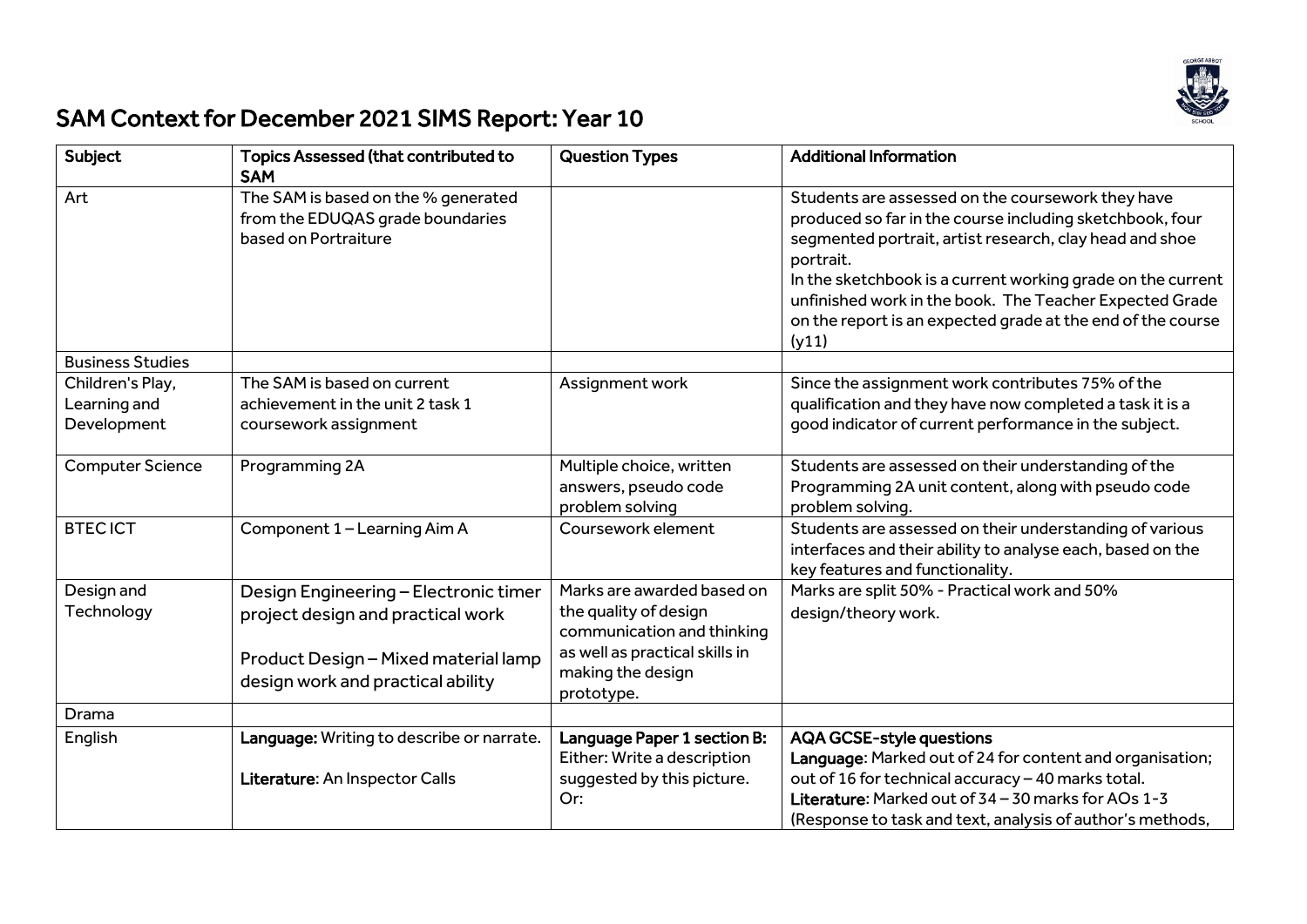# SAM Context for December 2021 SIMS Report: Year 10

| Subject | Topics Assessed (that contributed to SAM | Question Types | Additional Information |
|---|---|---|---|
| Art | The SAM is based on the % generated from the EDUQAS grade boundaries based on Portraiture | | Students are assessed on the coursework they have produced so far in the course including sketchbook, four segmented portrait, artist research, clay head and shoe portrait.<br>In the sketchbook is a current working grade on the current unfinished work in the book. The Teacher Expected Grade on the report is an expected grade at the end of the course (y11) |
| Business Studies | | | |
| Children's Play, Learning and Development | The SAM is based on current achievement in the unit 2 task 1 coursework assignment | Assignment work | Since the assignment work contributes 75% of the qualification and they have now completed a task it is a good indicator of current performance in the subject. |
| Computer Science | Programming 2A | Multiple choice, written answers, pseudo code problem solving | Students are assessed on their understanding of the Programming 2A unit content, along with pseudo code problem solving. |
| BTEC ICT | Component 1 – Learning Aim A | Coursework element | Students are assessed on their understanding of various interfaces and their ability to analyse each, based on the key features and functionality. |
| Design and Technology | Design Engineering – Electronic timer project design and practical work<br><br>Product Design – Mixed material lamp design work and practical ability | Marks are awarded based on the quality of design communication and thinking as well as practical skills in making the design prototype. | Marks are split 50% - Practical work and 50% design/theory work. |
| Drama | | | |
| English | **Language:** Writing to describe or narrate.<br><br>**Literature**: An Inspector Calls | **Language Paper 1 section B:** Either: Write a description suggested by this picture.<br>Or: | **AQA GCSE-style questions**<br>**Language**: Marked out of 24 for content and organisation; out of 16 for technical accuracy – 40 marks total.<br>**Literature**: Marked out of 34 – 30 marks for AOs 1-3 (Response to task and text, analysis of author's methods, |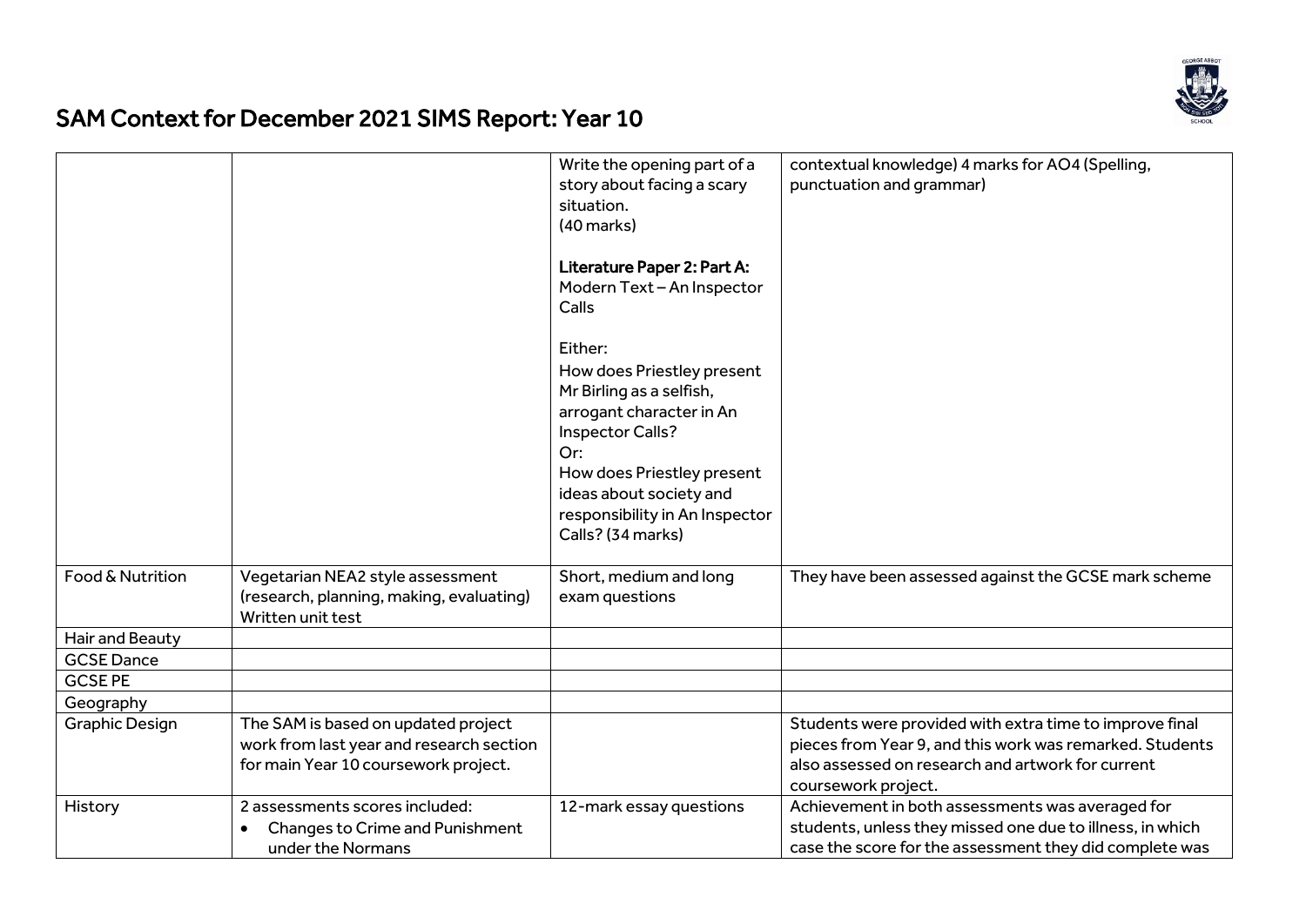# SAM Context for December 2021 SIMS Report: Year 10

| | | | |
|---|---|---|---|
| | | Write the opening part of a story about facing a scary situation.<br>(40 marks)<br><br>**Literature Paper 2: Part A:**<br>Modern Text – An Inspector Calls<br><br>Either:<br>How does Priestley present Mr Birling as a selfish, arrogant character in An Inspector Calls?<br>Or:<br>How does Priestley present ideas about society and responsibility in An Inspector Calls? (34 marks) | contextual knowledge) 4 marks for AO4 (Spelling, punctuation and grammar) |
| Food & Nutrition | Vegetarian NEA2 style assessment (research, planning, making, evaluating)<br>Written unit test | Short, medium and long exam questions | They have been assessed against the GCSE mark scheme |
| Hair and Beauty | | | |
| GCSE Dance | | | |
| GCSE PE | | | |
| Geography | | | |
| Graphic Design | The SAM is based on updated project work from last year and research section for main Year 10 coursework project. | | Students were provided with extra time to improve final pieces from Year 9, and this work was remarked. Students also assessed on research and artwork for current coursework project. |
| History | 2 assessments scores included:<br>• Changes to Crime and Punishment under the Normans | 12-mark essay questions | Achievement in both assessments was averaged for students, unless they missed one due to illness, in which case the score for the assessment they did complete was |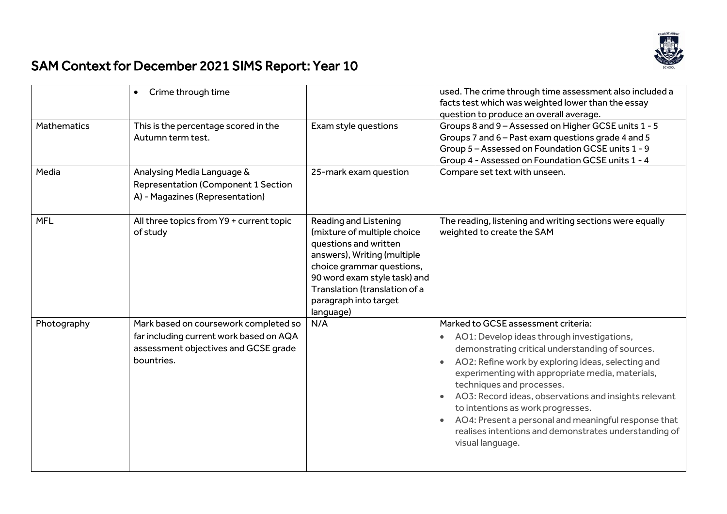# SAM Context for December 2021 SIMS Report: Year 10

| | | | |
|---|---|---|---|
| | • Crime through time | | used. The crime through time assessment also included a facts test which was weighted lower than the essay question to produce an overall average. |
| Mathematics | This is the percentage scored in the Autumn term test. | Exam style questions | Groups 8 and 9 – Assessed on Higher GCSE units 1 - 5<br>Groups 7 and 6 – Past exam questions grade 4 and 5<br>Group 5 – Assessed on Foundation GCSE units 1 - 9<br>Group 4 - Assessed on Foundation GCSE units 1 - 4 |
| Media | Analysing Media Language & Representation (Component 1 Section A) - Magazines (Representation) | 25-mark exam question | Compare set text with unseen. |
| MFL | All three topics from Y9 + current topic of study | Reading and Listening (mixture of multiple choice questions and written answers), Writing (multiple choice grammar questions, 90 word exam style task) and Translation (translation of a paragraph into target language) | The reading, listening and writing sections were equally weighted to create the SAM |
| Photography | Mark based on coursework completed so far including current work based on AQA assessment objectives and GCSE grade bountries. | N/A | Marked to GCSE assessment criteria:<br>• AO1: Develop ideas through investigations, demonstrating critical understanding of sources.<br>• AO2: Refine work by exploring ideas, selecting and experimenting with appropriate media, materials, techniques and processes.<br>• AO3: Record ideas, observations and insights relevant to intentions as work progresses.<br>• AO4: Present a personal and meaningful response that realises intentions and demonstrates understanding of visual language. |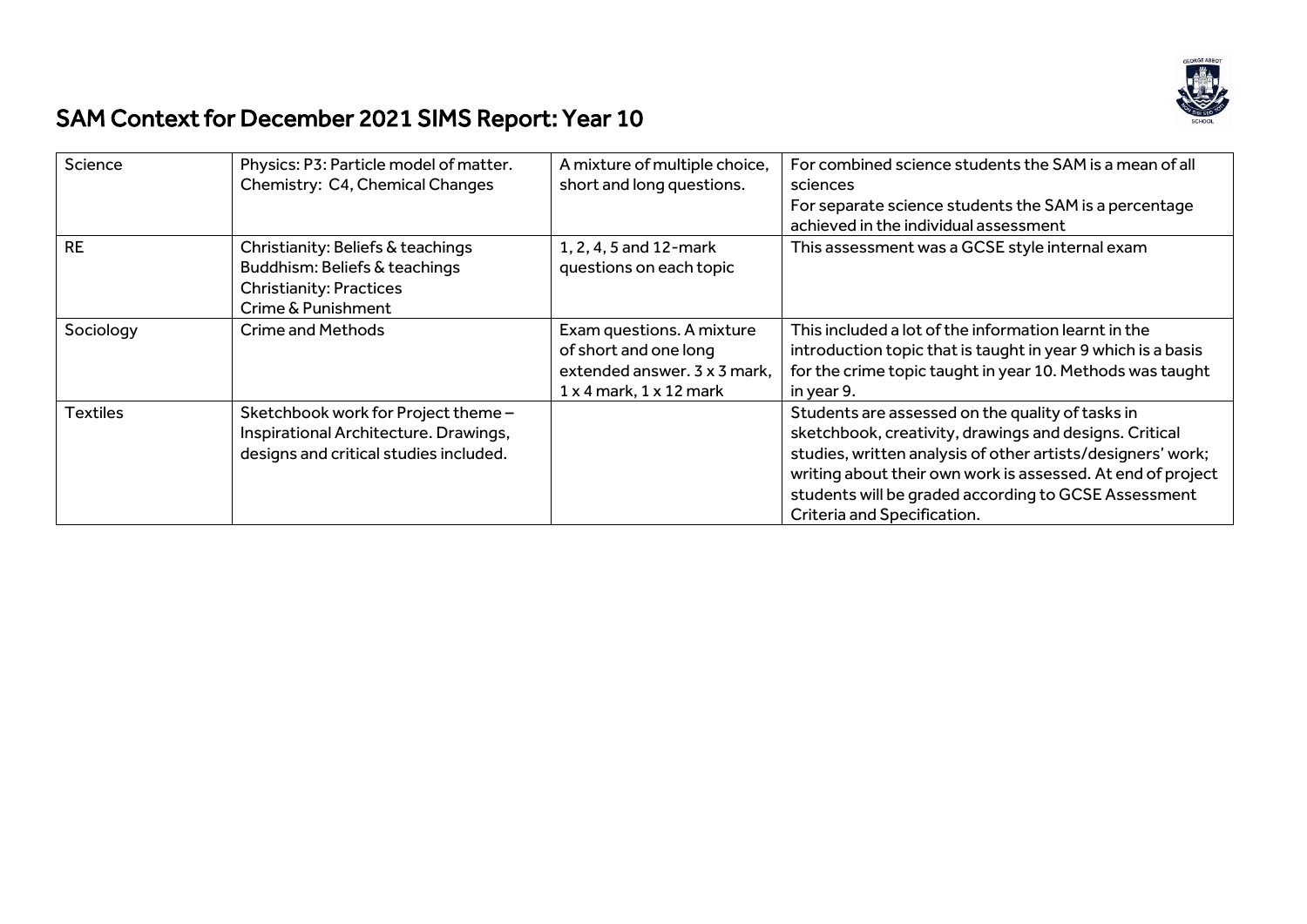# SAM Context for December 2021 SIMS Report: Year 10

| | | | |
|---|---|---|---|
| Science | Physics: P3: Particle model of matter.<br>Chemistry: C4, Chemical Changes | A mixture of multiple choice, short and long questions. | For combined science students the SAM is a mean of all sciences<br>For separate science students the SAM is a percentage achieved in the individual assessment |
| RE | Christianity: Beliefs & teachings<br>Buddhism: Beliefs & teachings<br>Christianity: Practices<br>Crime & Punishment | 1, 2, 4, 5 and 12-mark questions on each topic | This assessment was a GCSE style internal exam |
| Sociology | Crime and Methods | Exam questions. A mixture of short and one long extended answer. 3 x 3 mark, 1 x 4 mark, 1 x 12 mark | This included a lot of the information learnt in the introduction topic that is taught in year 9 which is a basis for the crime topic taught in year 10. Methods was taught in year 9. |
| Textiles | Sketchbook work for Project theme – Inspirational Architecture. Drawings, designs and critical studies included. | | Students are assessed on the quality of tasks in sketchbook, creativity, drawings and designs. Critical studies, written analysis of other artists/designers' work; writing about their own work is assessed. At end of project students will be graded according to GCSE Assessment Criteria and Specification. |